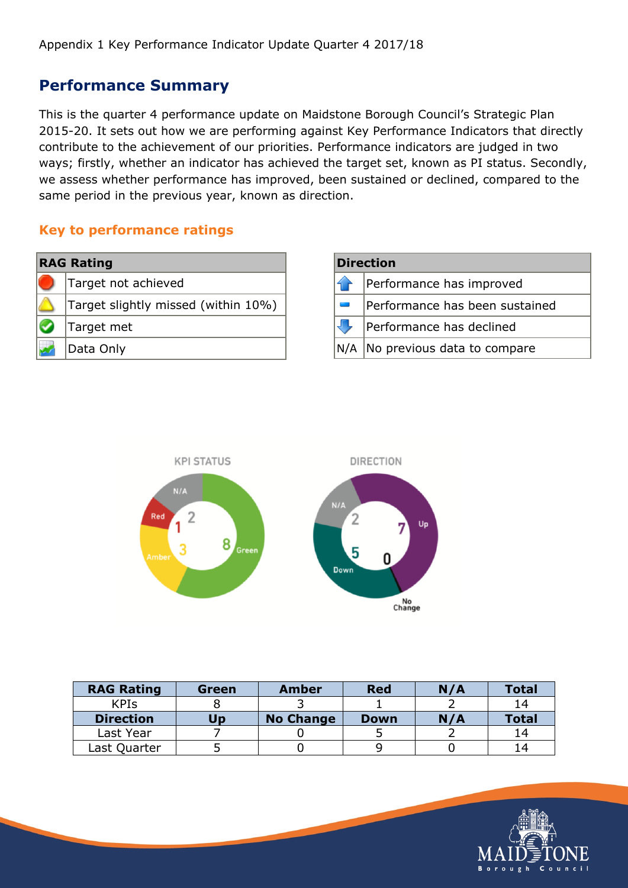Appendix 1 Key Performance Indicator Update Quarter 4 2017/18

## Performance Summary

This is the quarter 4 performance update on Maidstone Borough Council's Strategic Plan 2015-20. It sets out how we are performing against Key Performance Indicators that directly contribute to the achievement of our priorities. Performance indicators are judged in two ways; firstly, whether an indicator has achieved the target set, known as PI status. Secondly, we assess whether performance has improved, been sustained or declined, compared to the same period in the previous year, known as direction.

### Key to performance ratings

| RAG Rating | |
|---|---|
| 🔴 | Target not achieved |
| ⚠️ | Target slightly missed (within 10%) |
| ✅ | Target met |
| 📈 | Data Only |

| Direction | |
|---|---|
| ⬆️ | Performance has improved |
| ➖ | Performance has been sustained |
| ⬇️ | Performance has declined |
| N/A | No previous data to compare |

| RAG Rating | Green | Amber | Red | N/A | Total |
|---|---|---|---|---|---|
| KPIs | 8 | 3 | 1 | 2 | 14 |
| **Direction** | **Up** | **No Change** | **Down** | **N/A** | **Total** |
| Last Year | 7 | 0 | 5 | 2 | 14 |
| Last Quarter | 5 | 0 | 9 | 0 | 14 |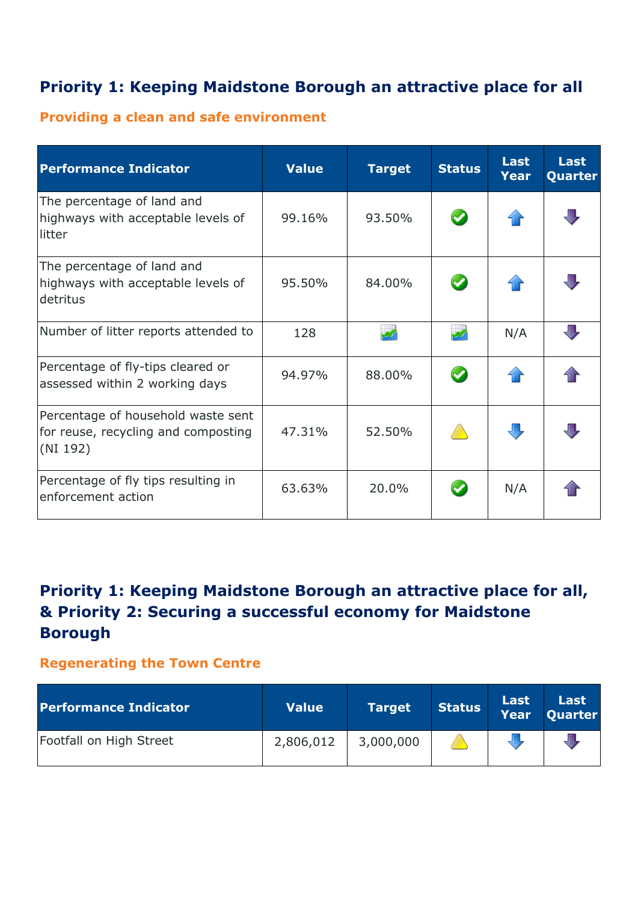## Priority 1: Keeping Maidstone Borough an attractive place for all

### Providing a clean and safe environment

| Performance Indicator | Value | Target | Status | Last Year | Last Quarter |
|---|---|---|---|---|---|
| The percentage of land and highways with acceptable levels of litter | 99.16% | 93.50% | ✔ | ↑ | ↓ |
| The percentage of land and highways with acceptable levels of detritus | 95.50% | 84.00% | ✔ | ↑ | ↓ |
| Number of litter reports attended to | 128 | | | N/A | ↓ |
| Percentage of fly-tips cleared or assessed within 2 working days | 94.97% | 88.00% | ✔ | ↑ | ↑ |
| Percentage of household waste sent for reuse, recycling and composting (NI 192) | 47.31% | 52.50% | ⚠ | ↓ | ↓ |
| Percentage of fly tips resulting in enforcement action | 63.63% | 20.0% | ✔ | N/A | ↑ |

## Priority 1: Keeping Maidstone Borough an attractive place for all, & Priority 2: Securing a successful economy for Maidstone Borough

### Regenerating the Town Centre

| Performance Indicator | Value | Target | Status | Last Year | Last Quarter |
|---|---|---|---|---|---|
| Footfall on High Street | 2,806,012 | 3,000,000 | ⚠ | ↓ | ↓ |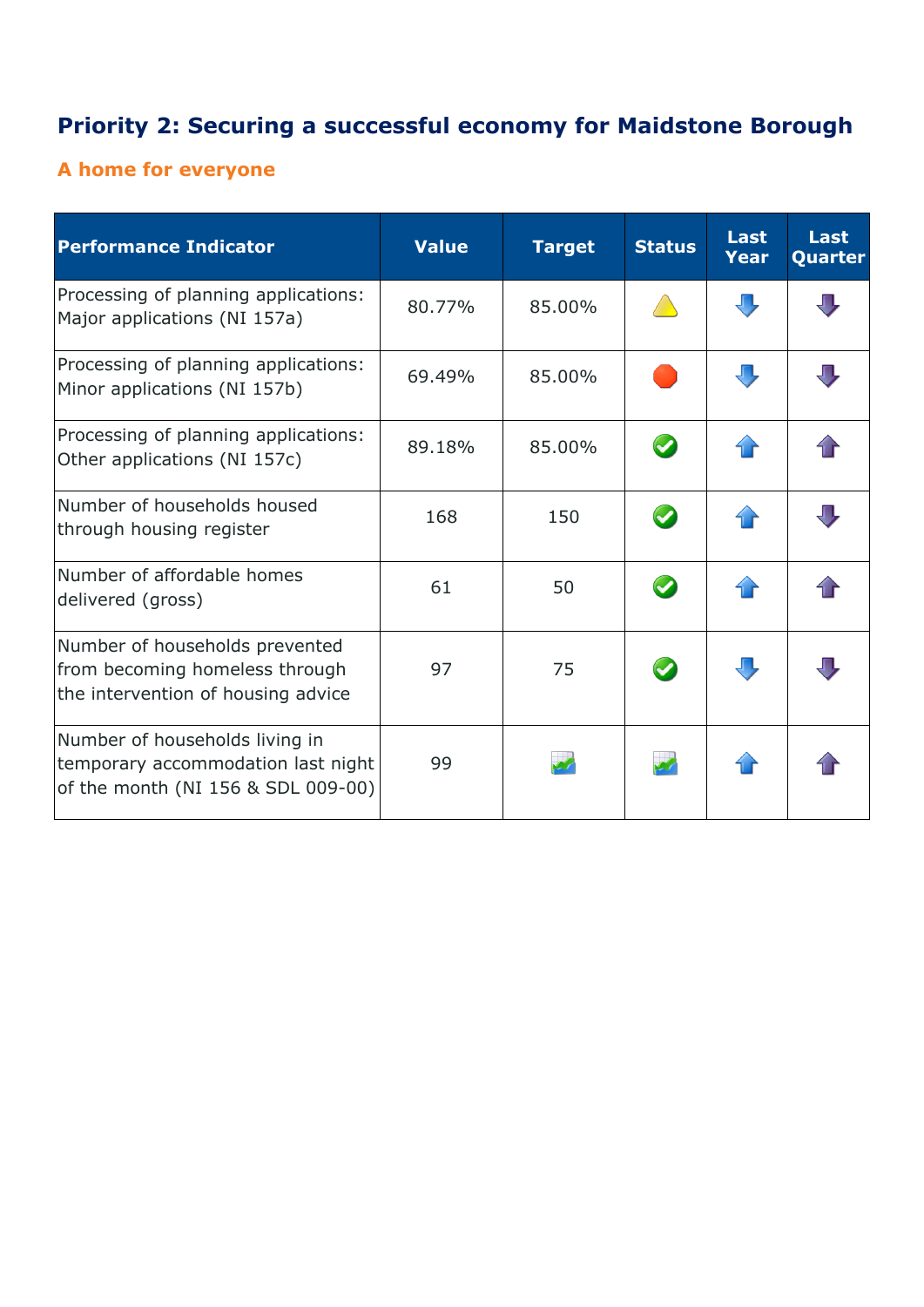## Priority 2: Securing a successful economy for Maidstone Borough

### A home for everyone

| Performance Indicator | Value | Target | Status | Last Year | Last Quarter |
|---|---|---|---|---|---|
| Processing of planning applications: Major applications (NI 157a) | 80.77% | 85.00% | ⚠ | ↓ | ↓ |
| Processing of planning applications: Minor applications (NI 157b) | 69.49% | 85.00% | ● | ↓ | ↓ |
| Processing of planning applications: Other applications (NI 157c) | 89.18% | 85.00% | ✔ | ↑ | ↑ |
| Number of households housed through housing register | 168 | 150 | ✔ | ↑ | ↓ |
| Number of affordable homes delivered (gross) | 61 | 50 | ✔ | ↑ | ↑ |
| Number of households prevented from becoming homeless through the intervention of housing advice | 97 | 75 | ✔ | ↓ | ↓ |
| Number of households living in temporary accommodation last night of the month (NI 156 & SDL 009-00) | 99 | | | ↑ | ↑ |